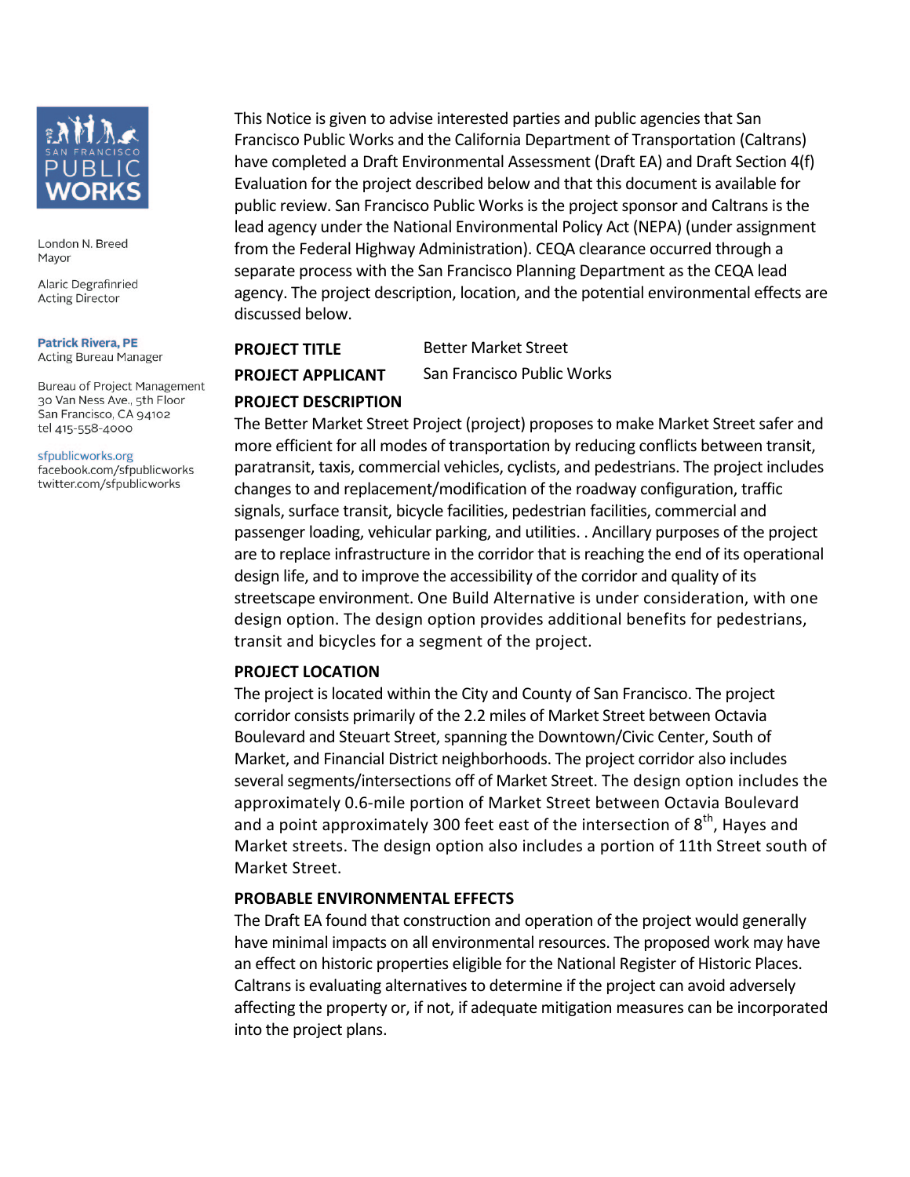SAN FRANCISCO PUBLIC WORKS

London N. Breed
Mayor

Alaric Degrafinried
Acting Director

**Patrick Rivera, PE**
Acting Bureau Manager

Bureau of Project Management
30 Van Ness Ave., 5th Floor
San Francisco, CA 94102
tel 415-558-4000

sfpublicworks.org
facebook.com/sfpublicworks
twitter.com/sfpublicworks

This Notice is given to advise interested parties and public agencies that San Francisco Public Works and the California Department of Transportation (Caltrans) have completed a Draft Environmental Assessment (Draft EA) and Draft Section 4(f) Evaluation for the project described below and that this document is available for public review. San Francisco Public Works is the project sponsor and Caltrans is the lead agency under the National Environmental Policy Act (NEPA) (under assignment from the Federal Highway Administration). CEQA clearance occurred through a separate process with the San Francisco Planning Department as the CEQA lead agency. The project description, location, and the potential environmental effects are discussed below.

**PROJECT TITLE** Better Market Street

**PROJECT APPLICANT** San Francisco Public Works

**PROJECT DESCRIPTION**

The Better Market Street Project (project) proposes to make Market Street safer and more efficient for all modes of transportation by reducing conflicts between transit, paratransit, taxis, commercial vehicles, cyclists, and pedestrians. The project includes changes to and replacement/modification of the roadway configuration, traffic signals, surface transit, bicycle facilities, pedestrian facilities, commercial and passenger loading, vehicular parking, and utilities. . Ancillary purposes of the project are to replace infrastructure in the corridor that is reaching the end of its operational design life, and to improve the accessibility of the corridor and quality of its streetscape environment. One Build Alternative is under consideration, with one design option. The design option provides additional benefits for pedestrians, transit and bicycles for a segment of the project.

**PROJECT LOCATION**

The project is located within the City and County of San Francisco. The project corridor consists primarily of the 2.2 miles of Market Street between Octavia Boulevard and Steuart Street, spanning the Downtown/Civic Center, South of Market, and Financial District neighborhoods. The project corridor also includes several segments/intersections off of Market Street. The design option includes the approximately 0.6-mile portion of Market Street between Octavia Boulevard and a point approximately 300 feet east of the intersection of 8th, Hayes and Market streets. The design option also includes a portion of 11th Street south of Market Street.

**PROBABLE ENVIRONMENTAL EFFECTS**

The Draft EA found that construction and operation of the project would generally have minimal impacts on all environmental resources. The proposed work may have an effect on historic properties eligible for the National Register of Historic Places. Caltrans is evaluating alternatives to determine if the project can avoid adversely affecting the property or, if not, if adequate mitigation measures can be incorporated into the project plans.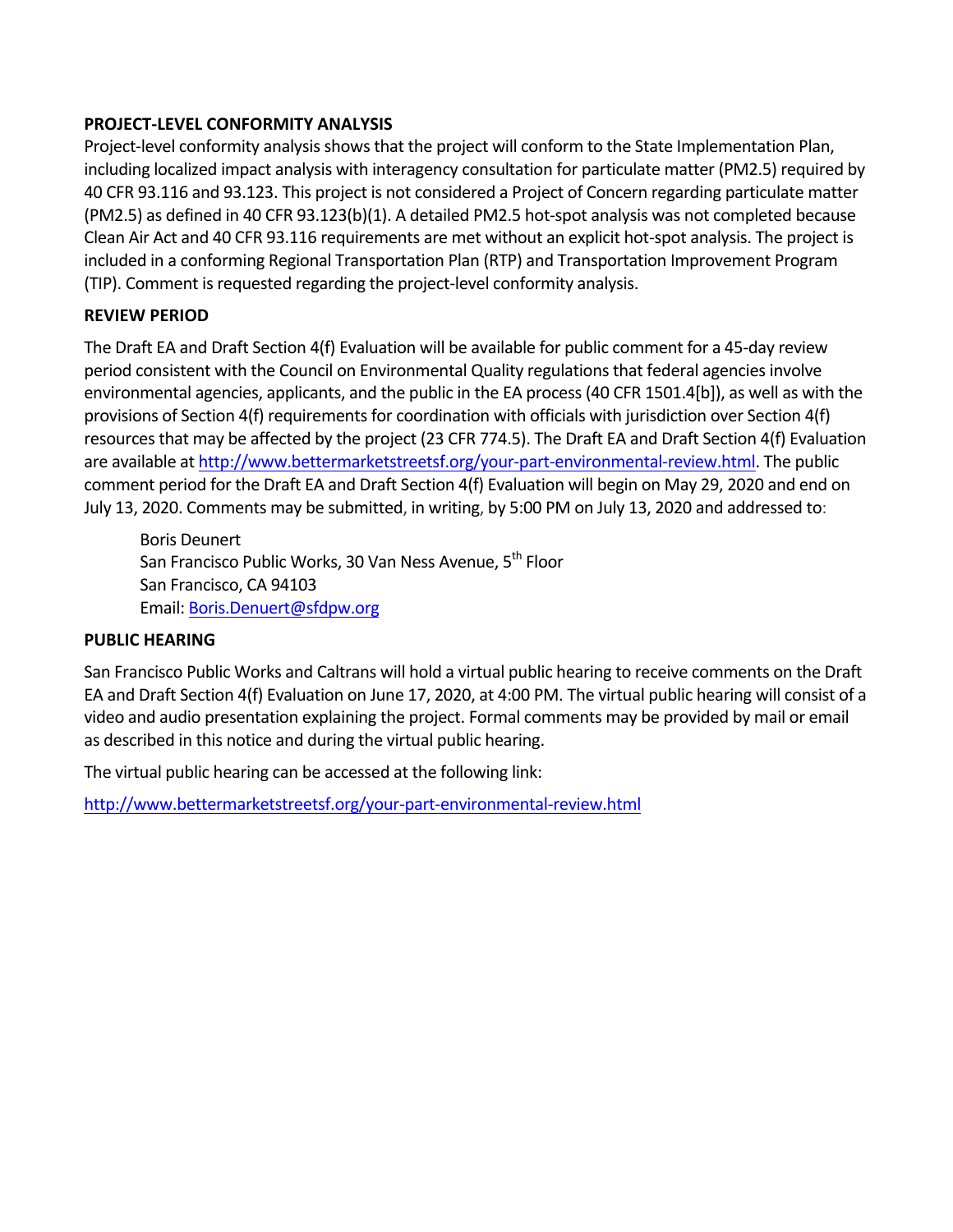**PROJECT-LEVEL CONFORMITY ANALYSIS**

Project-level conformity analysis shows that the project will conform to the State Implementation Plan, including localized impact analysis with interagency consultation for particulate matter (PM2.5) required by 40 CFR 93.116 and 93.123. This project is not considered a Project of Concern regarding particulate matter (PM2.5) as defined in 40 CFR 93.123(b)(1). A detailed PM2.5 hot-spot analysis was not completed because Clean Air Act and 40 CFR 93.116 requirements are met without an explicit hot-spot analysis. The project is included in a conforming Regional Transportation Plan (RTP) and Transportation Improvement Program (TIP). Comment is requested regarding the project-level conformity analysis.

**REVIEW PERIOD**

The Draft EA and Draft Section 4(f) Evaluation will be available for public comment for a 45-day review period consistent with the Council on Environmental Quality regulations that federal agencies involve environmental agencies, applicants, and the public in the EA process (40 CFR 1501.4[b]), as well as with the provisions of Section 4(f) requirements for coordination with officials with jurisdiction over Section 4(f) resources that may be affected by the project (23 CFR 774.5). The Draft EA and Draft Section 4(f) Evaluation are available at http://www.bettermarketstreetsf.org/your-part-environmental-review.html. The public comment period for the Draft EA and Draft Section 4(f) Evaluation will begin on May 29, 2020 and end on July 13, 2020. Comments may be submitted, in writing, by 5:00 PM on July 13, 2020 and addressed to:

Boris Deunert
San Francisco Public Works, 30 Van Ness Avenue, 5th Floor
San Francisco, CA 94103
Email: Boris.Denuert@sfdpw.org

**PUBLIC HEARING**

San Francisco Public Works and Caltrans will hold a virtual public hearing to receive comments on the Draft EA and Draft Section 4(f) Evaluation on June 17, 2020, at 4:00 PM. The virtual public hearing will consist of a video and audio presentation explaining the project. Formal comments may be provided by mail or email as described in this notice and during the virtual public hearing.

The virtual public hearing can be accessed at the following link:

http://www.bettermarketstreetsf.org/your-part-environmental-review.html